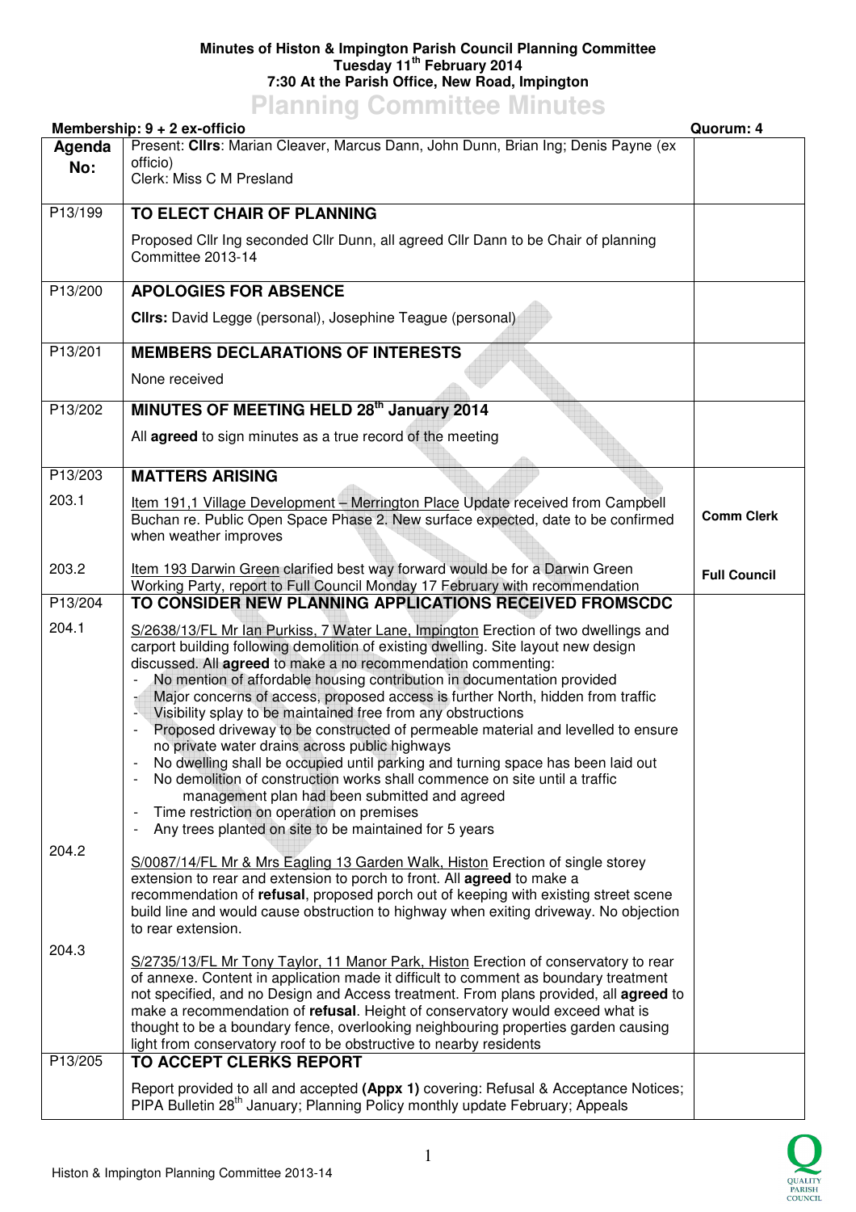**Minutes of Histon & Impington Parish Council Planning Committee**
**Tuesday 11th February 2014**
**7:30 At the Parish Office, New Road, Impington**

# Planning Committee Minutes

**Membership: 9 + 2 ex-officio** | **Quorum: 4**

| Agenda No: | | |
|---|---|---|
| | Present: **Cllrs**: Marian Cleaver, Marcus Dann, John Dunn, Brian Ing; Denis Payne (ex officio)<br>Clerk: Miss C M Presland | |
| P13/199 | **TO ELECT CHAIR OF PLANNING**<br><br>Proposed Cllr Ing seconded Cllr Dunn, all agreed Cllr Dann to be Chair of planning Committee 2013-14 | |
| P13/200 | **APOLOGIES FOR ABSENCE**<br><br>**Cllrs:** David Legge (personal), Josephine Teague (personal) | |
| P13/201 | **MEMBERS DECLARATIONS OF INTERESTS**<br><br>None received | |
| P13/202 | **MINUTES OF MEETING HELD 28th January 2014**<br><br>All **agreed** to sign minutes as a true record of the meeting | |
| P13/203 | **MATTERS ARISING** | |
| 203.1 | Item 191,1 Village Development – Merrington Place Update received from Campbell Buchan re. Public Open Space Phase 2. New surface expected, date to be confirmed when weather improves | **Comm Clerk** |
| 203.2 | Item 193 Darwin Green clarified best way forward would be for a Darwin Green Working Party, report to Full Council Monday 17 February with recommendation | **Full Council** |
| P13/204 | **TO CONSIDER NEW PLANNING APPLICATIONS RECEIVED FROMSCDC** | |
| 204.1 | S/2638/13/FL Mr Ian Purkiss, 7 Water Lane, Impington Erection of two dwellings and carport building following demolition of existing dwelling. Site layout new design discussed. All **agreed** to make a no recommendation commenting:<br>- No mention of affordable housing contribution in documentation provided<br>- Major concerns of access, proposed access is further North, hidden from traffic<br>- Visibility splay to be maintained free from any obstructions<br>- Proposed driveway to be constructed of permeable material and levelled to ensure no private water drains across public highways<br>- No dwelling shall be occupied until parking and turning space has been laid out<br>- No demolition of construction works shall commence on site until a traffic management plan had been submitted and agreed<br>- Time restriction on operation on premises<br>- Any trees planted on site to be maintained for 5 years | |
| 204.2 | S/0087/14/FL Mr & Mrs Eagling 13 Garden Walk, Histon Erection of single storey extension to rear and extension to porch to front. All **agreed** to make a recommendation of **refusal**, proposed porch out of keeping with existing street scene build line and would cause obstruction to highway when exiting driveway. No objection to rear extension. | |
| 204.3 | S/2735/13/FL Mr Tony Taylor, 11 Manor Park, Histon Erection of conservatory to rear of annexe. Content in application made it difficult to comment as boundary treatment not specified, and no Design and Access treatment. From plans provided, all **agreed** to make a recommendation of **refusal**. Height of conservatory would exceed what is thought to be a boundary fence, overlooking neighbouring properties garden causing light from conservatory roof to be obstructive to nearby residents | |
| P13/205 | **TO ACCEPT CLERKS REPORT**<br><br>Report provided to all and accepted **(Appx 1)** covering: Refusal & Acceptance Notices; PIPA Bulletin 28th January; Planning Policy monthly update February; Appeals | |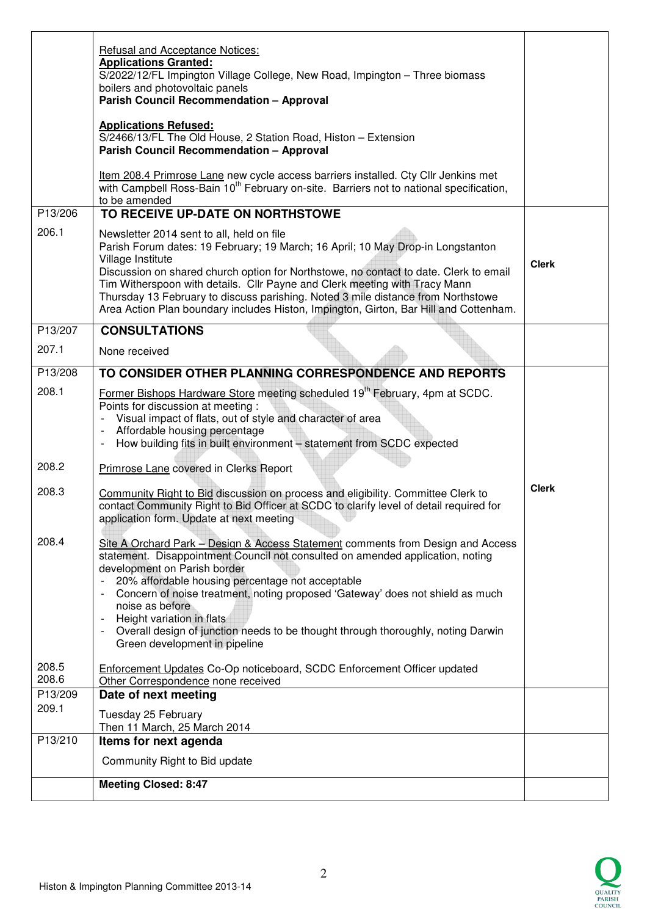| | | |
|---|---|---|
| | Refusal and Acceptance Notices:<br>**Applications Granted:**<br>S/2022/12/FL Impington Village College, New Road, Impington – Three biomass boilers and photovoltaic panels<br>**Parish Council Recommendation – Approval**<br><br>**Applications Refused:**<br>S/2466/13/FL The Old House, 2 Station Road, Histon – Extension<br>**Parish Council Recommendation – Approval**<br><br>Item 208.4 Primrose Lane new cycle access barriers installed. Cty Cllr Jenkins met with Campbell Ross-Bain 10th February on-site. Barriers not to national specification, to be amended | |
| P13/206 | **TO RECEIVE UP-DATE ON NORTHSTOWE** | |
| 206.1 | Newsletter 2014 sent to all, held on file<br>Parish Forum dates: 19 February; 19 March; 16 April; 10 May Drop-in Longstanton Village Institute<br>Discussion on shared church option for Northstowe, no contact to date. Clerk to email Tim Witherspoon with details. Cllr Payne and Clerk meeting with Tracy Mann Thursday 13 February to discuss parishing. Noted 3 mile distance from Northstowe Area Action Plan boundary includes Histon, Impington, Girton, Bar Hill and Cottenham. | **Clerk** |
| P13/207 | **CONSULTATIONS** | |
| 207.1 | None received | |
| P13/208 | **TO CONSIDER OTHER PLANNING CORRESPONDENCE AND REPORTS** | |
| 208.1 | Former Bishops Hardware Store meeting scheduled 19th February, 4pm at SCDC. Points for discussion at meeting :<br>- Visual impact of flats, out of style and character of area<br>- Affordable housing percentage<br>- How building fits in built environment – statement from SCDC expected | |
| 208.2 | Primrose Lane covered in Clerks Report | |
| 208.3 | Community Right to Bid discussion on process and eligibility. Committee Clerk to contact Community Right to Bid Officer at SCDC to clarify level of detail required for application form. Update at next meeting | **Clerk** |
| 208.4 | Site A Orchard Park – Design & Access Statement comments from Design and Access statement. Disappointment Council not consulted on amended application, noting development on Parish border<br>- 20% affordable housing percentage not acceptable<br>- Concern of noise treatment, noting proposed 'Gateway' does not shield as much noise as before<br>- Height variation in flats<br>- Overall design of junction needs to be thought through thoroughly, noting Darwin Green development in pipeline | |
| 208.5<br>208.6 | Enforcement Updates Co-Op noticeboard, SCDC Enforcement Officer updated<br>Other Correspondence none received | |
| P13/209 | **Date of next meeting** | |
| 209.1 | Tuesday 25 February<br>Then 11 March, 25 March 2014 | |
| P13/210 | **Items for next agenda** | |
| | Community Right to Bid update | |
| | **Meeting Closed: 8:47** | |